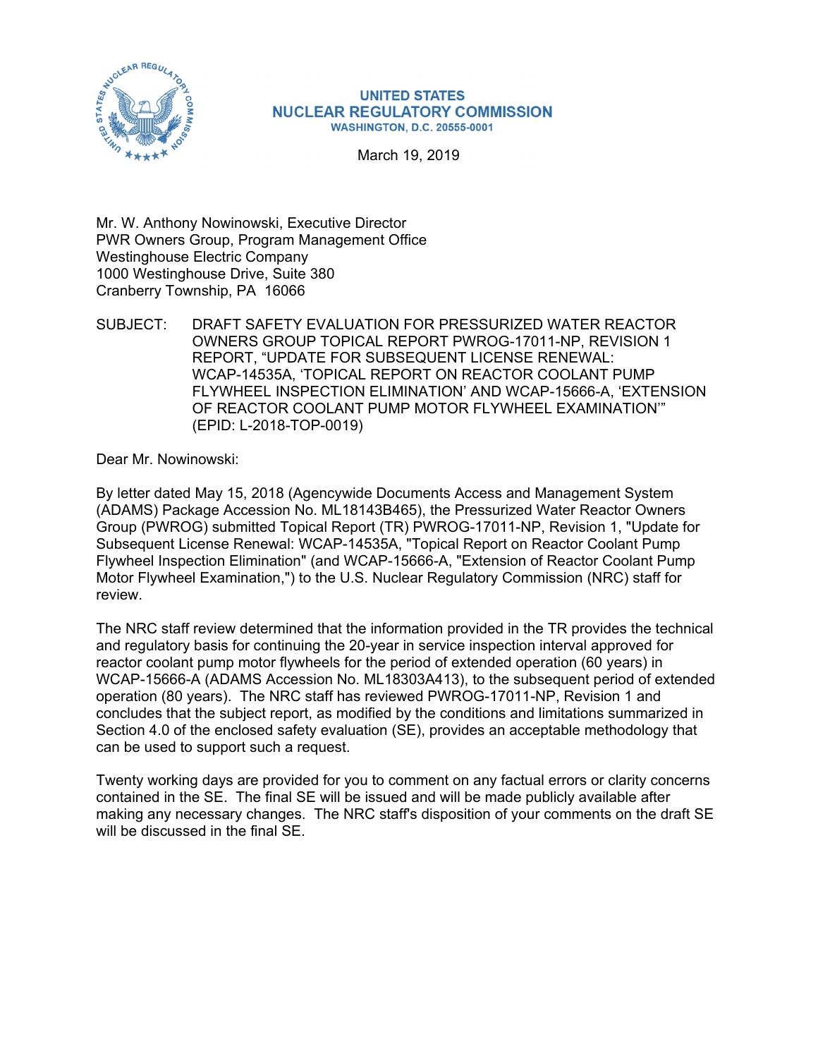UNITED STATES
NUCLEAR REGULATORY COMMISSION
WASHINGTON, D.C. 20555-0001

March 19, 2019

Mr. W. Anthony Nowinowski, Executive Director
PWR Owners Group, Program Management Office
Westinghouse Electric Company
1000 Westinghouse Drive, Suite 380
Cranberry Township, PA 16066

SUBJECT: DRAFT SAFETY EVALUATION FOR PRESSURIZED WATER REACTOR OWNERS GROUP TOPICAL REPORT PWROG-17011-NP, REVISION 1 REPORT, "UPDATE FOR SUBSEQUENT LICENSE RENEWAL: WCAP-14535A, 'TOPICAL REPORT ON REACTOR COOLANT PUMP FLYWHEEL INSPECTION ELIMINATION' AND WCAP-15666-A, 'EXTENSION OF REACTOR COOLANT PUMP MOTOR FLYWHEEL EXAMINATION'" (EPID: L-2018-TOP-0019)

Dear Mr. Nowinowski:

By letter dated May 15, 2018 (Agencywide Documents Access and Management System (ADAMS) Package Accession No. ML18143B465), the Pressurized Water Reactor Owners Group (PWROG) submitted Topical Report (TR) PWROG-17011-NP, Revision 1, "Update for Subsequent License Renewal: WCAP-14535A, "Topical Report on Reactor Coolant Pump Flywheel Inspection Elimination" (and WCAP-15666-A, "Extension of Reactor Coolant Pump Motor Flywheel Examination,") to the U.S. Nuclear Regulatory Commission (NRC) staff for review.

The NRC staff review determined that the information provided in the TR provides the technical and regulatory basis for continuing the 20-year in service inspection interval approved for reactor coolant pump motor flywheels for the period of extended operation (60 years) in WCAP-15666-A (ADAMS Accession No. ML18303A413), to the subsequent period of extended operation (80 years). The NRC staff has reviewed PWROG-17011-NP, Revision 1 and concludes that the subject report, as modified by the conditions and limitations summarized in Section 4.0 of the enclosed safety evaluation (SE), provides an acceptable methodology that can be used to support such a request.

Twenty working days are provided for you to comment on any factual errors or clarity concerns contained in the SE. The final SE will be issued and will be made publicly available after making any necessary changes. The NRC staff's disposition of your comments on the draft SE will be discussed in the final SE.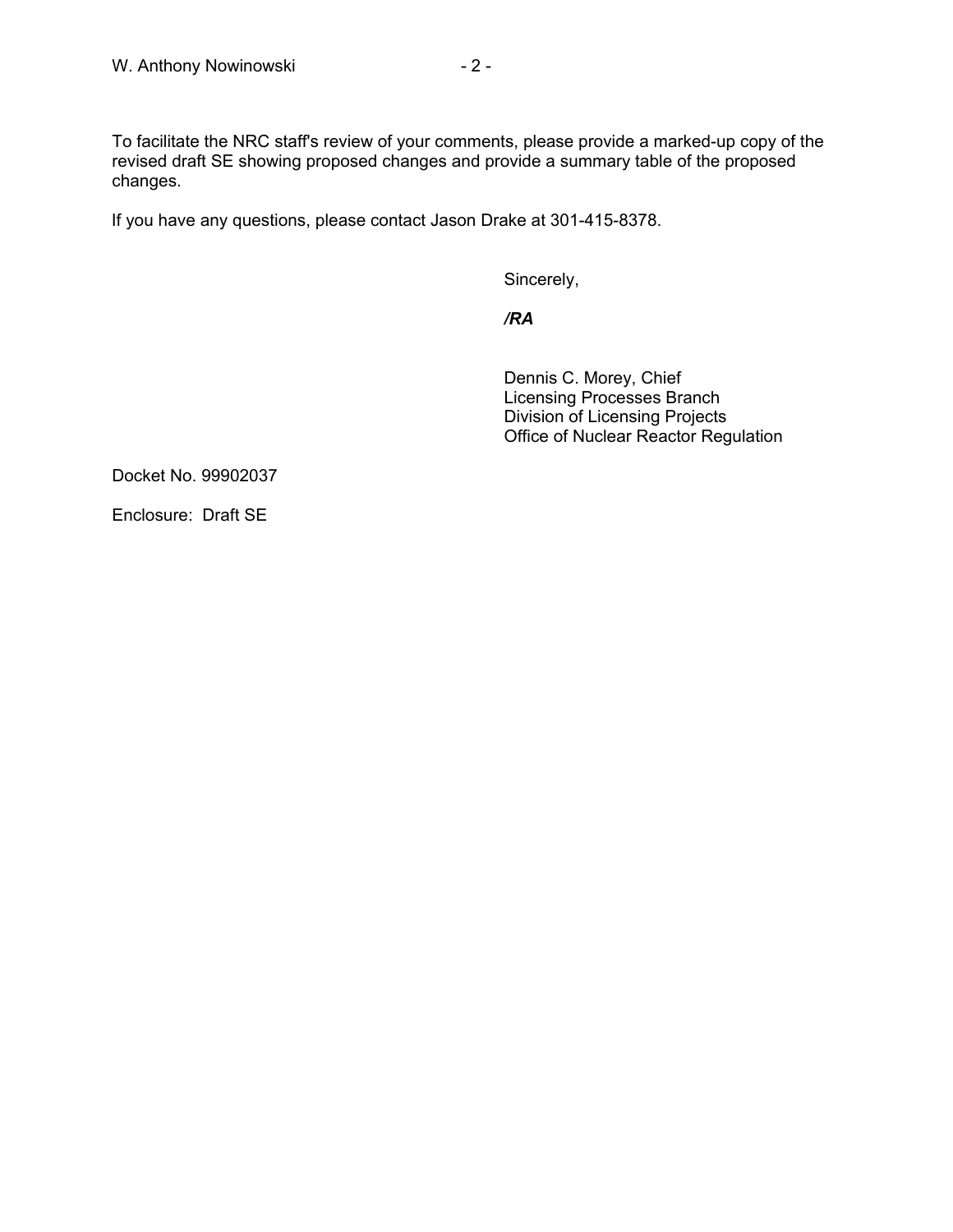To facilitate the NRC staff's review of your comments, please provide a marked-up copy of the revised draft SE showing proposed changes and provide a summary table of the proposed changes.

If you have any questions, please contact Jason Drake at 301-415-8378.

Sincerely,

***/RA***

Dennis C. Morey, Chief
Licensing Processes Branch
Division of Licensing Projects
Office of Nuclear Reactor Regulation

Docket No. 99902037

Enclosure: Draft SE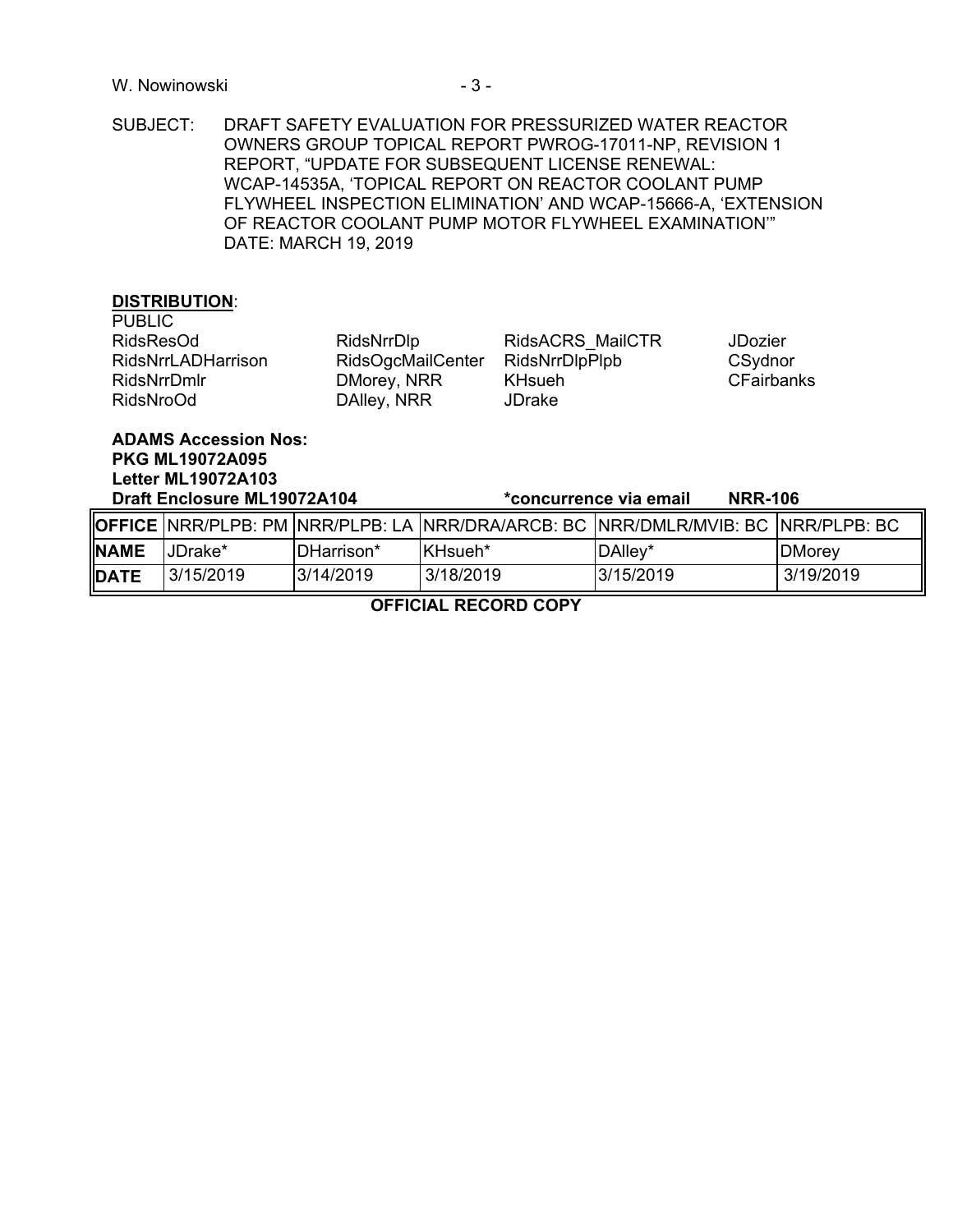SUBJECT: DRAFT SAFETY EVALUATION FOR PRESSURIZED WATER REACTOR OWNERS GROUP TOPICAL REPORT PWROG-17011-NP, REVISION 1 REPORT, "UPDATE FOR SUBSEQUENT LICENSE RENEWAL: WCAP-14535A, 'TOPICAL REPORT ON REACTOR COOLANT PUMP FLYWHEEL INSPECTION ELIMINATION' AND WCAP-15666-A, 'EXTENSION OF REACTOR COOLANT PUMP MOTOR FLYWHEEL EXAMINATION'"
DATE: MARCH 19, 2019

**DISTRIBUTION**:

PUBLIC

| | | | |
|---|---|---|---|
| RidsResOd | RidsNrrDlp | RidsACRS_MailCTR | JDozier |
| RidsNrrLADHarrison | RidsOgcMailCenter | RidsNrrDlpPlpb | CSydnor |
| RidsNrrDmlr | DMorey, NRR | KHsueh | CFairbanks |
| RidsNroOd | DAlley, NRR | JDrake | |

**ADAMS Accession Nos:**
**PKG ML19072A095**
**Letter ML19072A103**
**Draft Enclosure ML19072A104** **\*concurrence via email** **NRR-106**

| **OFFICE** | NRR/PLPB: PM | NRR/PLPB: LA | NRR/DRA/ARCB: BC | NRR/DMLR/MVIB: BC | NRR/PLPB: BC |
|---|---|---|---|---|---|
| **NAME** | JDrake* | DHarrison* | KHsueh* | DAlley* | DMorey |
| **DATE** | 3/15/2019 | 3/14/2019 | 3/18/2019 | 3/15/2019 | 3/19/2019 |

**OFFICIAL RECORD COPY**